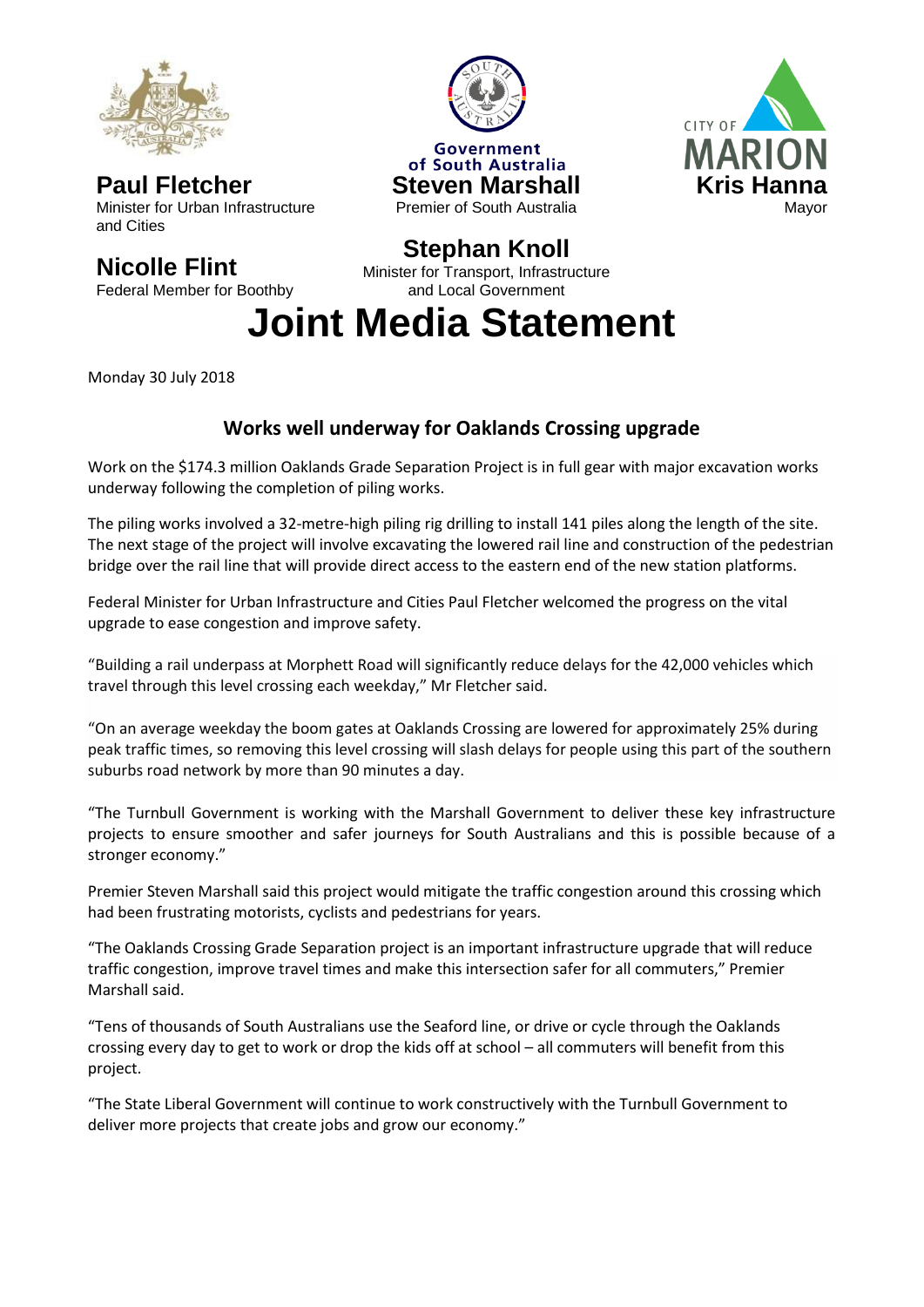**Paul Fletcher**
Minister for Urban Infrastructure and Cities

**Nicolle Flint**
Federal Member for Boothby

Government of South Australia

**Steven Marshall**
Premier of South Australia

**Stephan Knoll**
Minister for Transport, Infrastructure and Local Government

City of Marion

**Kris Hanna**
Mayor

# Joint Media Statement

Monday 30 July 2018

## Works well underway for Oaklands Crossing upgrade

Work on the $174.3 million Oaklands Grade Separation Project is in full gear with major excavation works underway following the completion of piling works.

The piling works involved a 32-metre-high piling rig drilling to install 141 piles along the length of the site. The next stage of the project will involve excavating the lowered rail line and construction of the pedestrian bridge over the rail line that will provide direct access to the eastern end of the new station platforms.

Federal Minister for Urban Infrastructure and Cities Paul Fletcher welcomed the progress on the vital upgrade to ease congestion and improve safety.

"Building a rail underpass at Morphett Road will significantly reduce delays for the 42,000 vehicles which travel through this level crossing each weekday," Mr Fletcher said.

"On an average weekday the boom gates at Oaklands Crossing are lowered for approximately 25% during peak traffic times, so removing this level crossing will slash delays for people using this part of the southern suburbs road network by more than 90 minutes a day.

"The Turnbull Government is working with the Marshall Government to deliver these key infrastructure projects to ensure smoother and safer journeys for South Australians and this is possible because of a stronger economy."

Premier Steven Marshall said this project would mitigate the traffic congestion around this crossing which had been frustrating motorists, cyclists and pedestrians for years.

"The Oaklands Crossing Grade Separation project is an important infrastructure upgrade that will reduce traffic congestion, improve travel times and make this intersection safer for all commuters," Premier Marshall said.

"Tens of thousands of South Australians use the Seaford line, or drive or cycle through the Oaklands crossing every day to get to work or drop the kids off at school – all commuters will benefit from this project.

"The State Liberal Government will continue to work constructively with the Turnbull Government to deliver more projects that create jobs and grow our economy."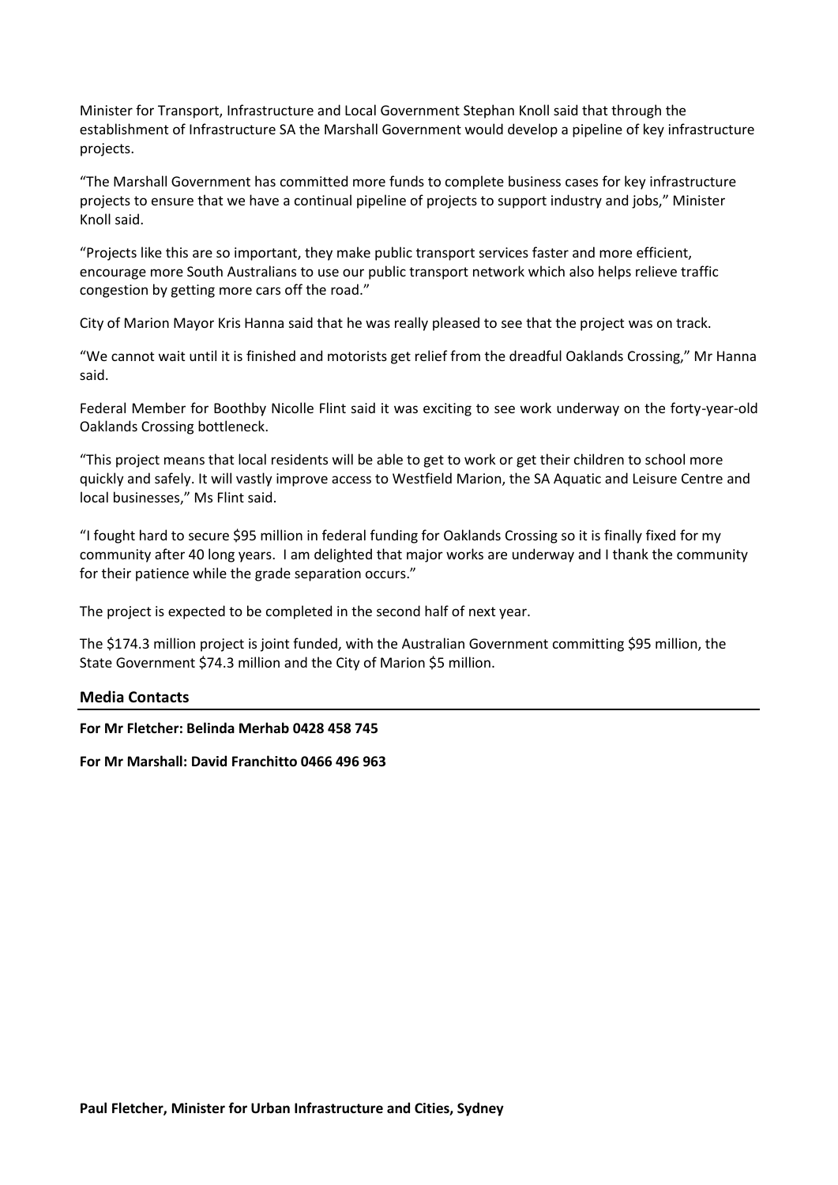Minister for Transport, Infrastructure and Local Government Stephan Knoll said that through the establishment of Infrastructure SA the Marshall Government would develop a pipeline of key infrastructure projects.

"The Marshall Government has committed more funds to complete business cases for key infrastructure projects to ensure that we have a continual pipeline of projects to support industry and jobs," Minister Knoll said.

"Projects like this are so important, they make public transport services faster and more efficient, encourage more South Australians to use our public transport network which also helps relieve traffic congestion by getting more cars off the road."

City of Marion Mayor Kris Hanna said that he was really pleased to see that the project was on track.

"We cannot wait until it is finished and motorists get relief from the dreadful Oaklands Crossing," Mr Hanna said.

Federal Member for Boothby Nicolle Flint said it was exciting to see work underway on the forty-year-old Oaklands Crossing bottleneck.

"This project means that local residents will be able to get to work or get their children to school more quickly and safely. It will vastly improve access to Westfield Marion, the SA Aquatic and Leisure Centre and local businesses," Ms Flint said.

"I fought hard to secure $95 million in federal funding for Oaklands Crossing so it is finally fixed for my community after 40 long years. I am delighted that major works are underway and I thank the community for their patience while the grade separation occurs."

The project is expected to be completed in the second half of next year.

The $174.3 million project is joint funded, with the Australian Government committing $95 million, the State Government $74.3 million and the City of Marion $5 million.

### Media Contacts

**For Mr Fletcher: Belinda Merhab 0428 458 745**

**For Mr Marshall: David Franchitto 0466 496 963**

**Paul Fletcher, Minister for Urban Infrastructure and Cities, Sydney**